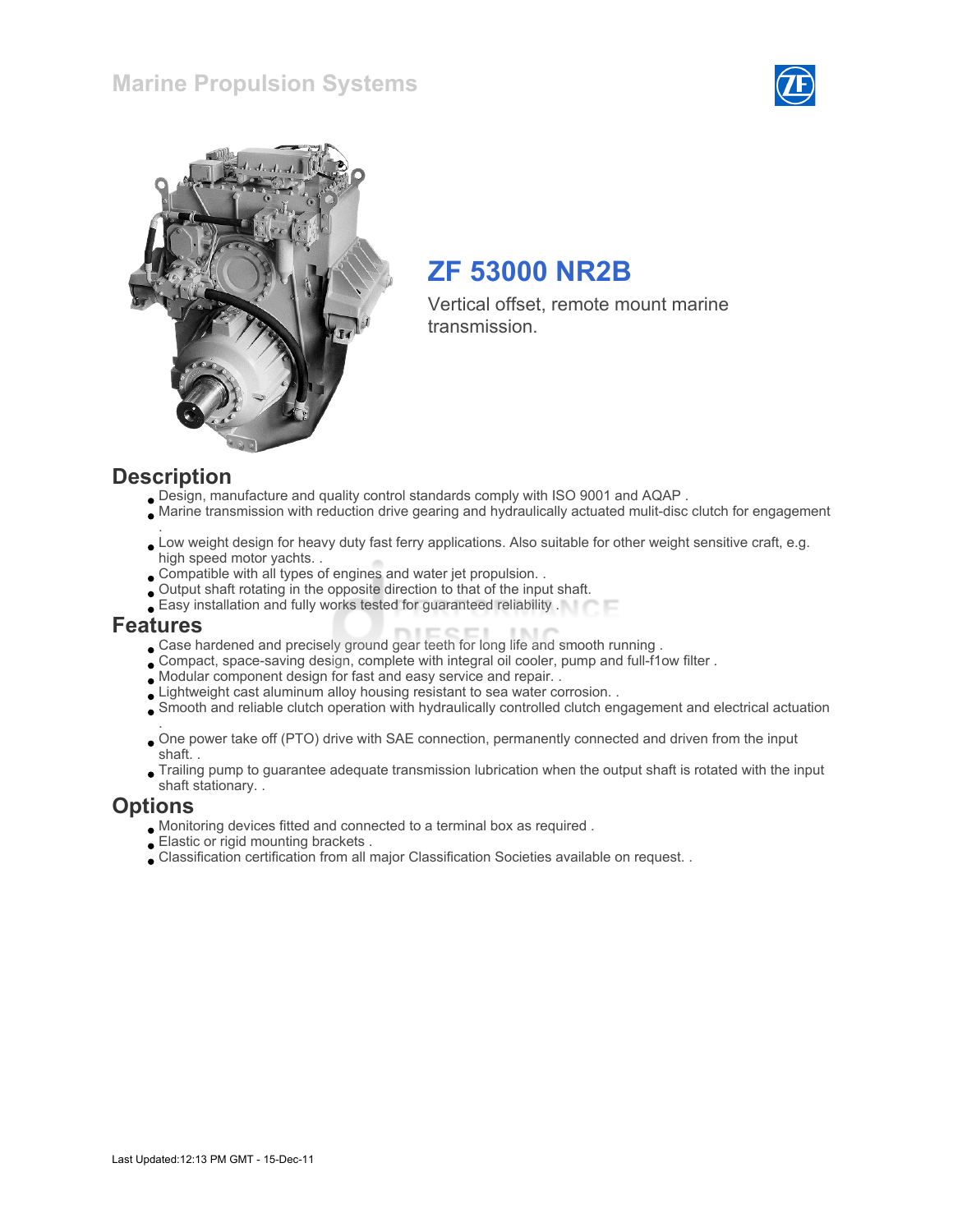Marine Propulsion Systems

# ZF 53000 NR2B

Vertical offset, remote mount marine transmission.

## Description

- Design, manufacture and quality control standards comply with ISO 9001 and AQAP .
- Marine transmission with reduction drive gearing and hydraulically actuated mulit-disc clutch for engagement .
- Low weight design for heavy duty fast ferry applications. Also suitable for other weight sensitive craft, e.g. high speed motor yachts. .
- Compatible with all types of engines and water jet propulsion. .
- Output shaft rotating in the opposite direction to that of the input shaft.
- Easy installation and fully works tested for guaranteed reliability .

## Features

- Case hardened and precisely ground gear teeth for long life and smooth running .
- Compact, space-saving design, complete with integral oil cooler, pump and full-f1ow filter .
- Modular component design for fast and easy service and repair. .
- Lightweight cast aluminum alloy housing resistant to sea water corrosion. .
- Smooth and reliable clutch operation with hydraulically controlled clutch engagement and electrical actuation .
- One power take off (PTO) drive with SAE connection, permanently connected and driven from the input shaft. .
- Trailing pump to guarantee adequate transmission lubrication when the output shaft is rotated with the input shaft stationary. .

## Options

- Monitoring devices fitted and connected to a terminal box as required .
- Elastic or rigid mounting brackets .
- Classification certification from all major Classification Societies available on request. .

Last Updated:12:13 PM GMT - 15-Dec-11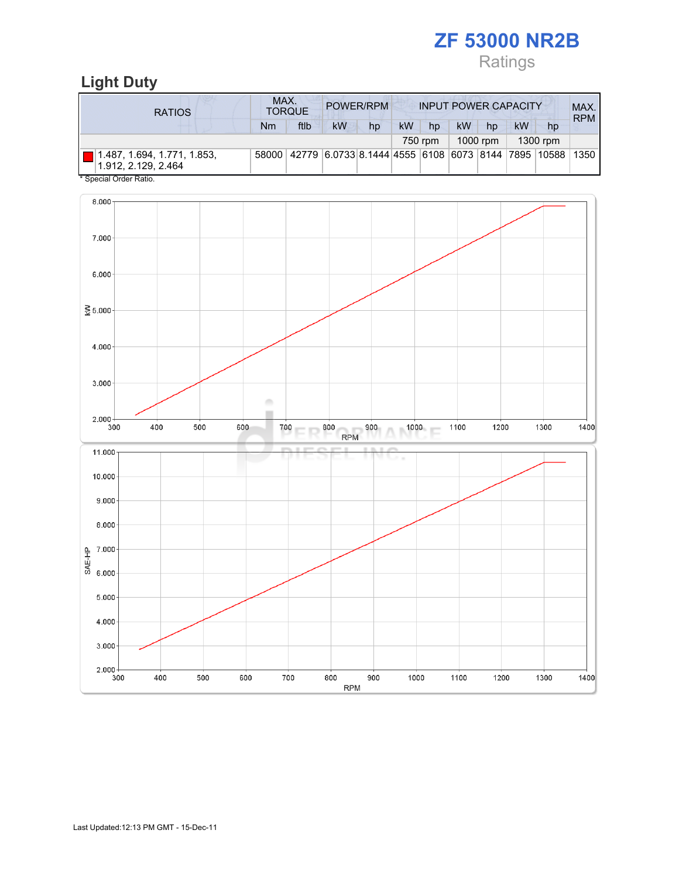# ZF 53000 NR2B

Ratings

## Light Duty

| RATIOS | MAX. TORQUE | | POWER/RPM | | INPUT POWER CAPACITY | | | | | | MAX. RPM |
|---|---|---|---|---|---|---|---|---|---|---|---|
| | Nm | ftlb | kW | hp | kW | hp | kW | hp | kW | hp | |
| | | | | | 750 rpm | | 1000 rpm | | 1300 rpm | | |
| 1.487, 1.694, 1.771, 1.853, 1.912, 2.129, 2.464 | 58000 | 42779 | 6.0733 | 8.1444 | 4555 | 6108 | 6073 | 8144 | 7895 | 10588 | 1350 |

* Special Order Ratio.

Last Updated:12:13 PM GMT - 15-Dec-11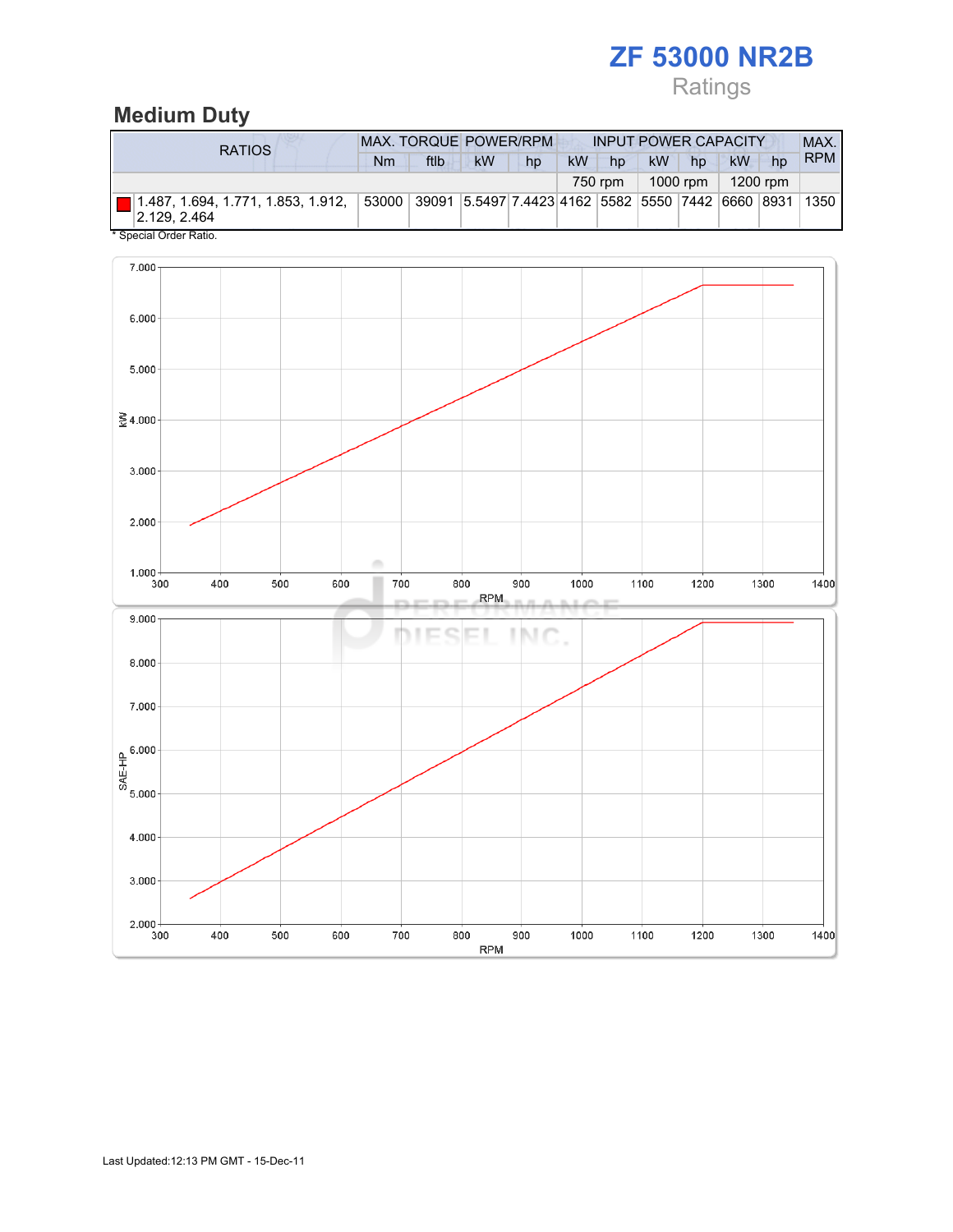# ZF 53000 NR2B

Ratings

## Medium Duty

| RATIOS | MAX. TORQUE | | POWER/RPM | | INPUT POWER CAPACITY | | | | | | MAX. RPM |
|---|---|---|---|---|---|---|---|---|---|---|---|
| | Nm | ftlb | kW | hp | kW | hp | kW | hp | kW | hp | |
| | | | | | 750 rpm | | 1000 rpm | | 1200 rpm | | |
| 1.487, 1.694, 1.771, 1.853, 1.912, 2.129, 2.464 | 53000 | 39091 | 5.5497 | 7.4423 | 4162 | 5582 | 5550 | 7442 | 6660 | 8931 | 1350 |

* Special Order Ratio.

Last Updated:12:13 PM GMT - 15-Dec-11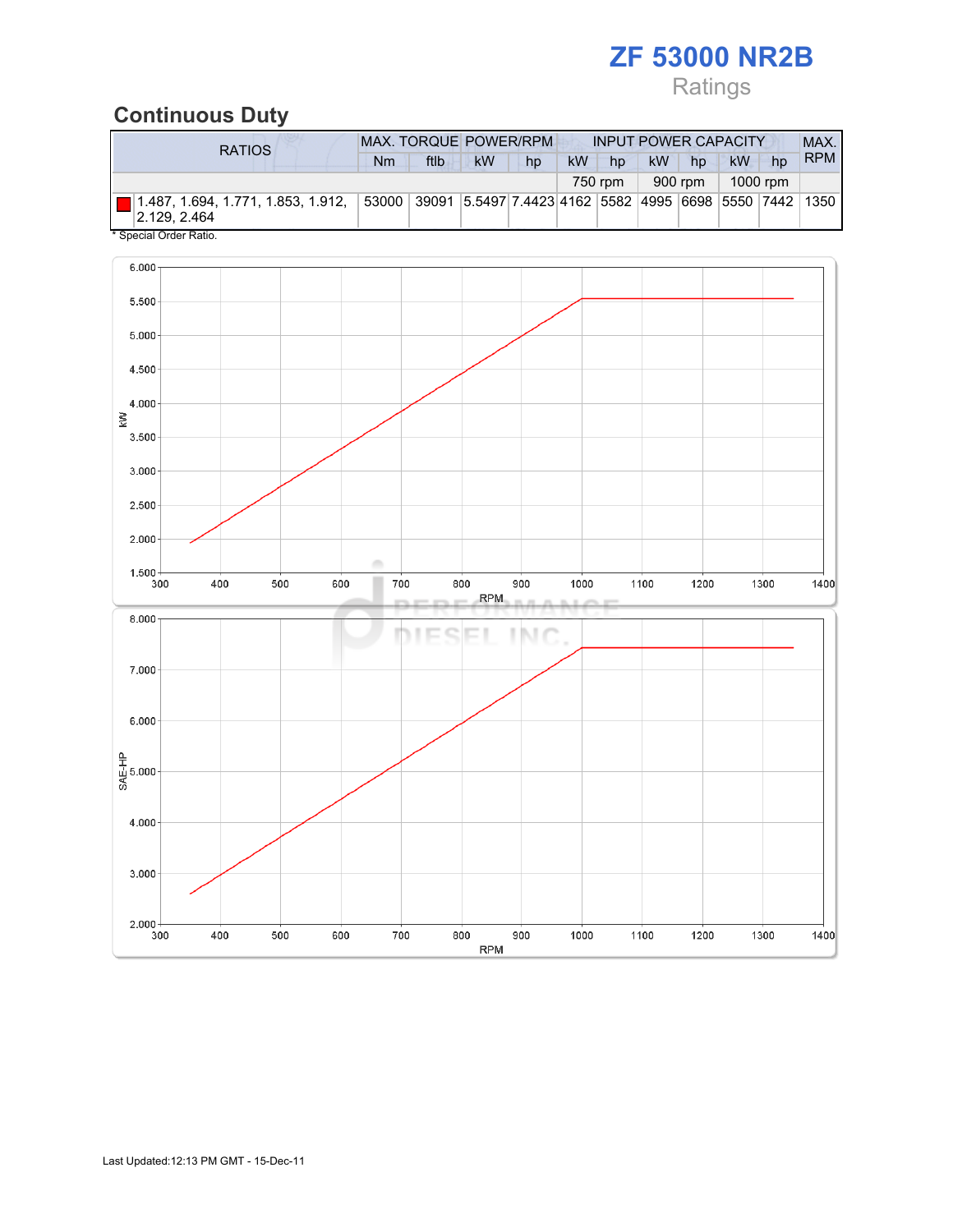# ZF 53000 NR2B

Ratings

## Continuous Duty

| RATIOS | MAX. TORQUE | | POWER/RPM | | INPUT POWER CAPACITY | | | | | | MAX. RPM |
|---|---|---|---|---|---|---|---|---|---|---|---|
| | Nm | ftlb | kW | hp | kW | hp | kW | hp | kW | hp | |
| | | | | | 750 rpm | | 900 rpm | | 1000 rpm | | |
| 1.487, 1.694, 1.771, 1.853, 1.912, 2.129, 2.464 | 53000 | 39091 | 5.5497 | 7.4423 | 4162 | 5582 | 4995 | 6698 | 5550 | 7442 | 1350 |

* Special Order Ratio.

Last Updated:12:13 PM GMT - 15-Dec-11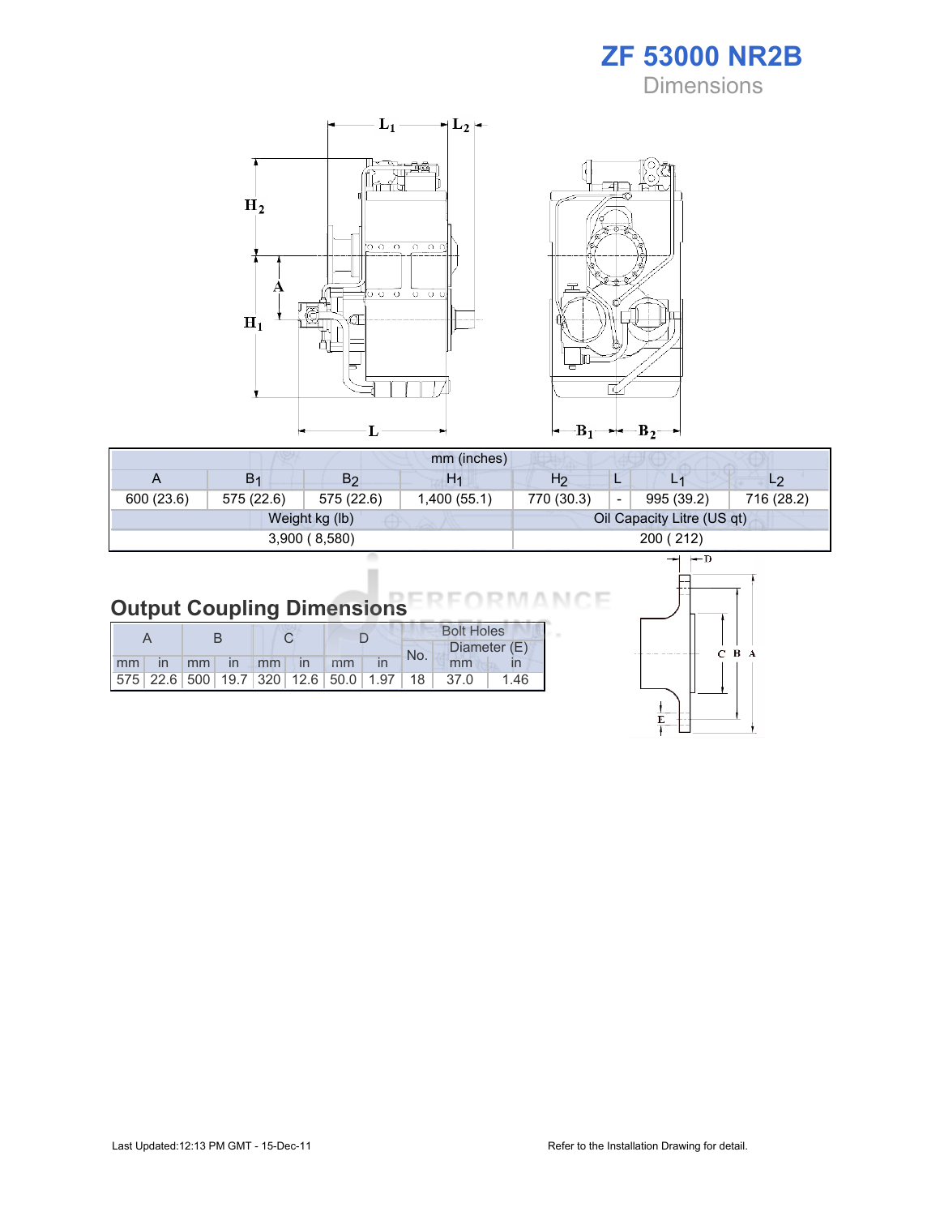# ZF 53000 NR2B

Dimensions

| mm (inches) | | | | | | | |
|---|---|---|---|---|---|---|---|
| A | $B_1$ | $B_2$ | $H_1$ | $H_2$ | L | $L_1$ | $L_2$ |
| 600 (23.6) | 575 (22.6) | 575 (22.6) | 1,400 (55.1) | 770 (30.3) | - | 995 (39.2) | 716 (28.2) |
| Weight kg (lb) | | | | Oil Capacity Litre (US qt) | | | |
| 3,900 ( 8,580) | | | | 200 ( 212) | | | |

## Output Coupling Dimensions

| A | | B | | C | | D | | Bolt Holes | | |
|---|---|---|---|---|---|---|---|---|---|---|
| | | | | | | | | No. | Diameter (E) | |
| mm | in | mm | in | mm | in | mm | in | | mm | in |
| 575 | 22.6 | 500 | 19.7 | 320 | 12.6 | 50.0 | 1.97 | 18 | 37.0 | 1.46 |

Last Updated:12:13 PM GMT - 15-Dec-11

Refer to the Installation Drawing for detail.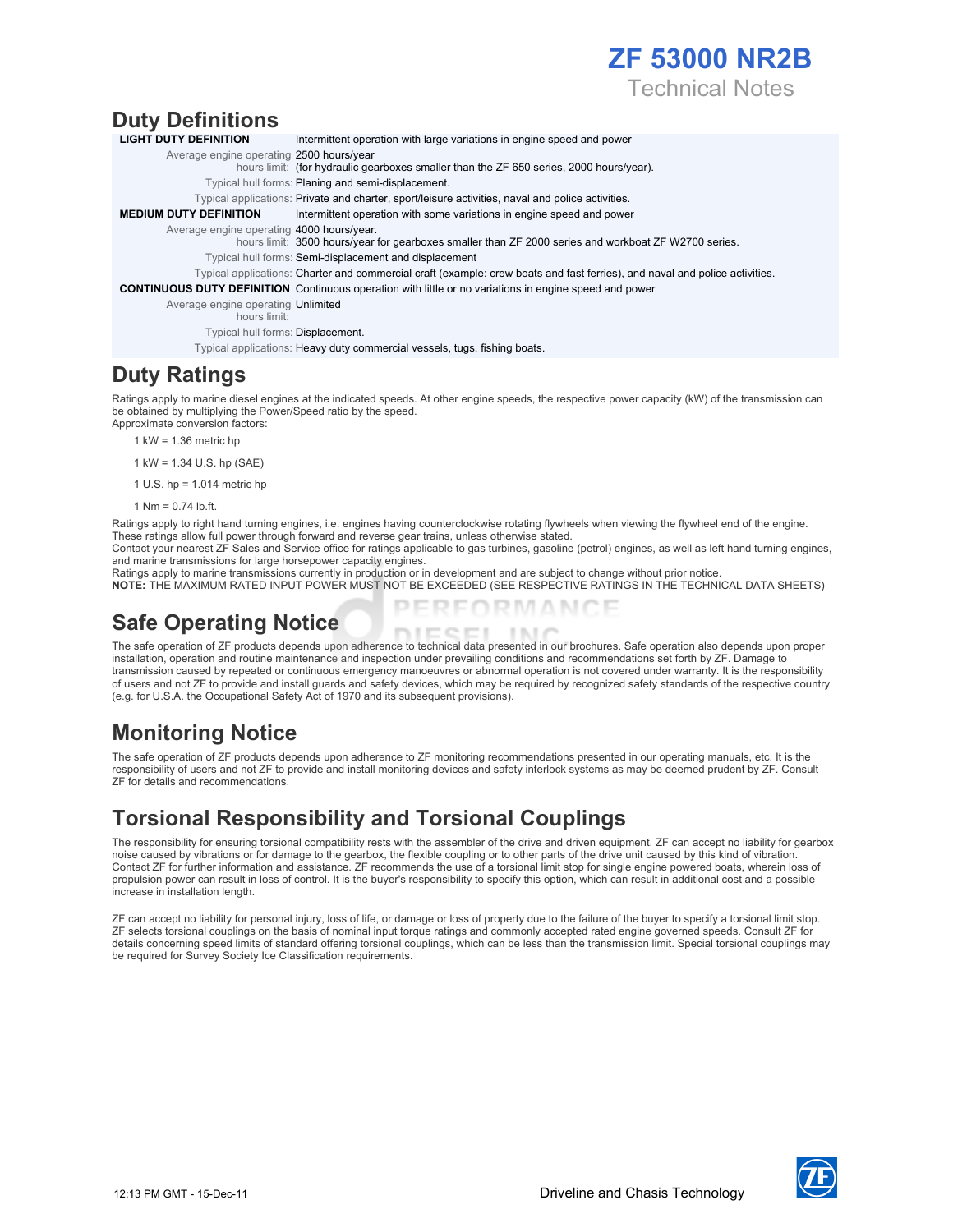# ZF 53000 NR2B

Technical Notes

## Duty Definitions

| | |
|---|---|
| **LIGHT DUTY DEFINITION** | Intermittent operation with large variations in engine speed and power |
| Average engine operating hours limit: | 2500 hours/year (for hydraulic gearboxes smaller than the ZF 650 series, 2000 hours/year). |
| Typical hull forms: | Planing and semi-displacement. |
| Typical applications: | Private and charter, sport/leisure activities, naval and police activities. |
| **MEDIUM DUTY DEFINITION** | Intermittent operation with some variations in engine speed and power |
| Average engine operating hours limit: | 4000 hours/year. 3500 hours/year for gearboxes smaller than ZF 2000 series and workboat ZF W2700 series. |
| Typical hull forms: | Semi-displacement and displacement |
| Typical applications: | Charter and commercial craft (example: crew boats and fast ferries), and naval and police activities. |
| **CONTINUOUS DUTY DEFINITION** | Continuous operation with little or no variations in engine speed and power |
| Average engine operating hours limit: | Unlimited |
| Typical hull forms: | Displacement. |
| Typical applications: | Heavy duty commercial vessels, tugs, fishing boats. |

## Duty Ratings

Ratings apply to marine diesel engines at the indicated speeds. At other engine speeds, the respective power capacity (kW) of the transmission can be obtained by multiplying the Power/Speed ratio by the speed.
Approximate conversion factors:

1 kW = 1.36 metric hp

1 kW = 1.34 U.S. hp (SAE)

1 U.S. hp = 1.014 metric hp

1 Nm = 0.74 lb.ft.

Ratings apply to right hand turning engines, i.e. engines having counterclockwise rotating flywheels when viewing the flywheel end of the engine. These ratings allow full power through forward and reverse gear trains, unless otherwise stated.
Contact your nearest ZF Sales and Service office for ratings applicable to gas turbines, gasoline (petrol) engines, as well as left hand turning engines, and marine transmissions for large horsepower capacity engines.
Ratings apply to marine transmissions currently in production or in development and are subject to change without prior notice.
**NOTE:** THE MAXIMUM RATED INPUT POWER MUST NOT BE EXCEEDED (SEE RESPECTIVE RATINGS IN THE TECHNICAL DATA SHEETS)

## Safe Operating Notice

The safe operation of ZF products depends upon adherence to technical data presented in our brochures. Safe operation also depends upon proper installation, operation and routine maintenance and inspection under prevailing conditions and recommendations set forth by ZF. Damage to transmission caused by repeated or continuous emergency manoeuvres or abnormal operation is not covered under warranty. It is the responsibility of users and not ZF to provide and install guards and safety devices, which may be required by recognized safety standards of the respective country (e.g. for U.S.A. the Occupational Safety Act of 1970 and its subsequent provisions).

## Monitoring Notice

The safe operation of ZF products depends upon adherence to ZF monitoring recommendations presented in our operating manuals, etc. It is the responsibility of users and not ZF to provide and install monitoring devices and safety interlock systems as may be deemed prudent by ZF. Consult ZF for details and recommendations.

## Torsional Responsibility and Torsional Couplings

The responsibility for ensuring torsional compatibility rests with the assembler of the drive and driven equipment. ZF can accept no liability for gearbox noise caused by vibrations or for damage to the gearbox, the flexible coupling or to other parts of the drive unit caused by this kind of vibration. Contact ZF for further information and assistance. ZF recommends the use of a torsional limit stop for single engine powered boats, wherein loss of propulsion power can result in loss of control. It is the buyer's responsibility to specify this option, which can result in additional cost and a possible increase in installation length.

ZF can accept no liability for personal injury, loss of life, or damage or loss of property due to the failure of the buyer to specify a torsional limit stop. ZF selects torsional couplings on the basis of nominal input torque ratings and commonly accepted rated engine governed speeds. Consult ZF for details concerning speed limits of standard offering torsional couplings, which can be less than the transmission limit. Special torsional couplings may be required for Survey Society Ice Classification requirements.